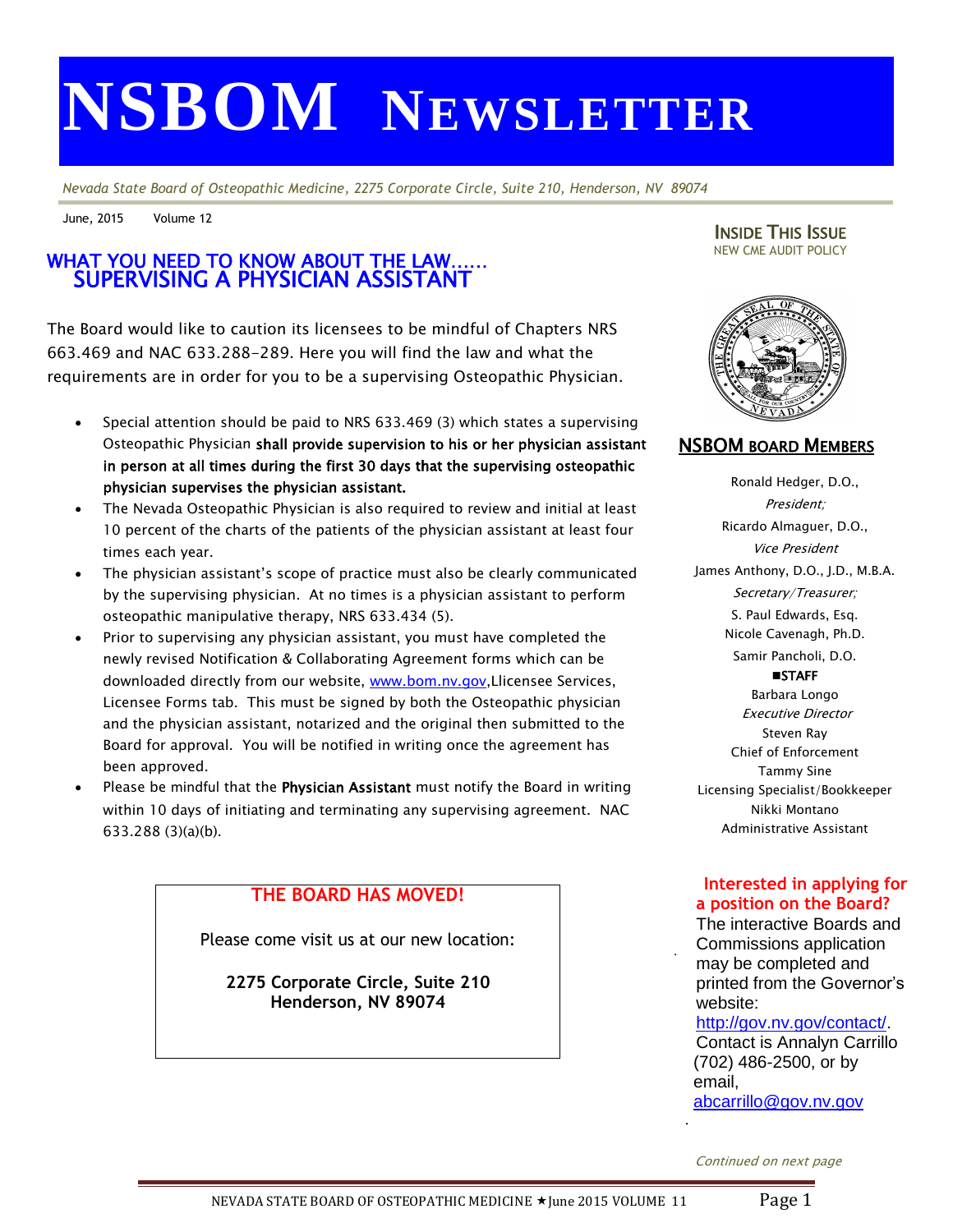# NSBOM NEWSLETTER

*Nevada State Board of Osteopathic Medicine, 2275 Corporate Circle, Suite 210, Henderson, NV 89074*

June, 2015 Volume 12

## WHAT YOU NEED TO KNOW ABOUT THE LAW……
## SUPERVISING A PHYSICIAN ASSISTANT

The Board would like to caution its licensees to be mindful of Chapters NRS 663.469 and NAC 633.288-289. Here you will find the law and what the requirements are in order for you to be a supervising Osteopathic Physician.

- Special attention should be paid to NRS 633.469 (3) which states a supervising Osteopathic Physician **shall provide supervision to his or her physician assistant in person at all times during the first 30 days that the supervising osteopathic physician supervises the physician assistant.**
- The Nevada Osteopathic Physician is also required to review and initial at least 10 percent of the charts of the patients of the physician assistant at least four times each year.
- The physician assistant's scope of practice must also be clearly communicated by the supervising physician. At no times is a physician assistant to perform osteopathic manipulative therapy, NRS 633.434 (5).
- Prior to supervising any physician assistant, you must have completed the newly revised Notification & Collaborating Agreement forms which can be downloaded directly from our website, www.bom.nv.gov,Llicensee Services, Licensee Forms tab. This must be signed by both the Osteopathic physician and the physician assistant, notarized and the original then submitted to the Board for approval. You will be notified in writing once the agreement has been approved.
- Please be mindful that the **Physician Assistant** must notify the Board in writing within 10 days of initiating and terminating any supervising agreement. NAC 633.288 (3)(a)(b).

> **THE BOARD HAS MOVED!**
>
> Please come visit us at our new location:
>
> **2275 Corporate Circle, Suite 210**
> **Henderson, NV 89074**

### INSIDE THIS ISSUE
NEW CME AUDIT POLICY

### NSBOM BOARD MEMBERS

Ronald Hedger, D.O., *President;*
Ricardo Almaguer, D.O., *Vice President*
James Anthony, D.O., J.D., M.B.A. *Secretary/Treasurer;*
S. Paul Edwards, Esq.
Nicole Cavenagh, Ph.D.
Samir Pancholi, D.O.

**STAFF**

Barbara Longo
*Executive Director*
Steven Ray
Chief of Enforcement
Tammy Sine
Licensing Specialist/Bookkeeper
Nikki Montano
Administrative Assistant

### Interested in applying for a position on the Board?

The interactive Boards and Commissions application may be completed and printed from the Governor's website: http://gov.nv.gov/contact/. Contact is Annalyn Carrillo (702) 486-2500, or by email, abcarrillo@gov.nv.gov

*Continued on next page*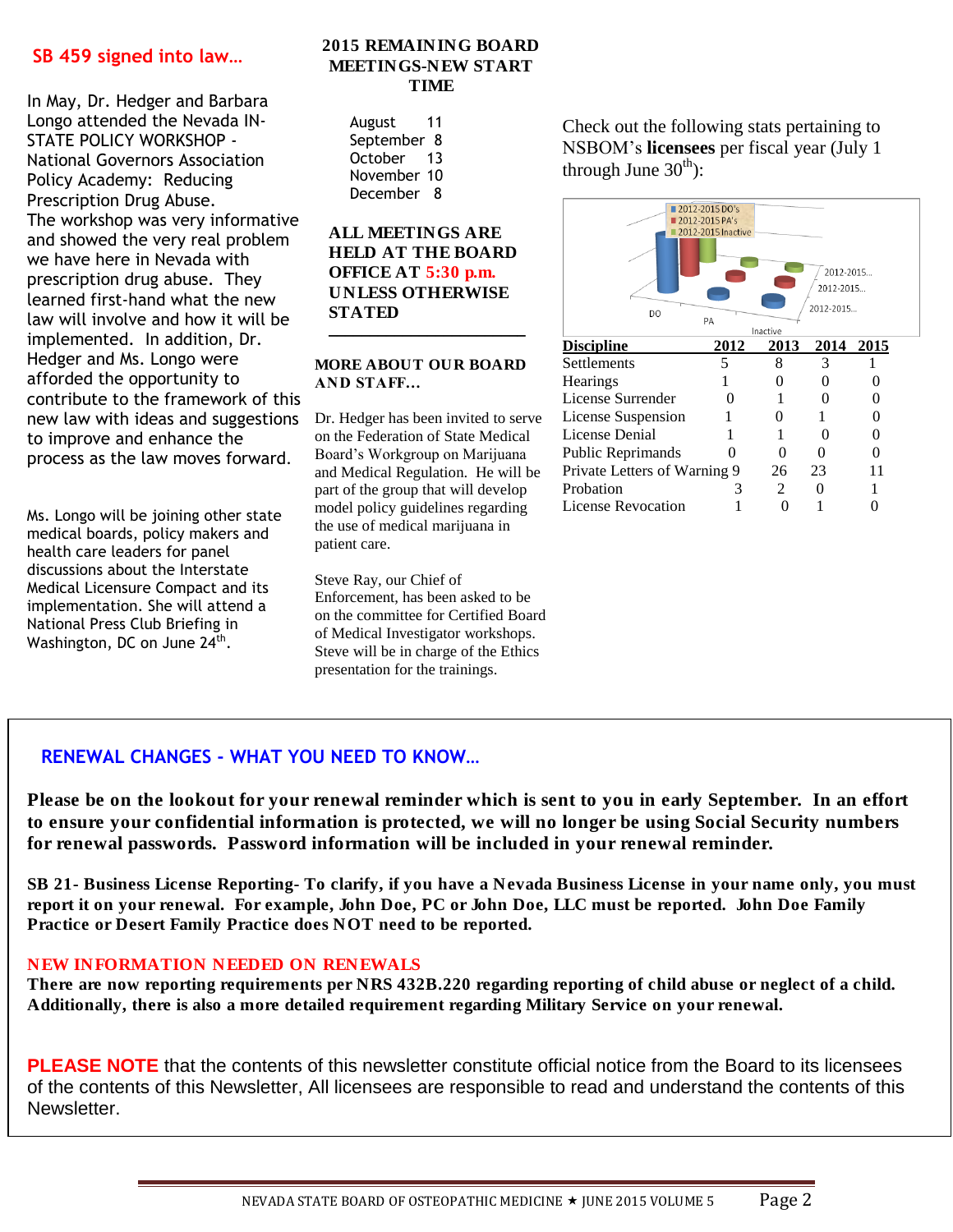## SB 459 signed into law…

In May, Dr. Hedger and Barbara Longo attended the Nevada IN-STATE POLICY WORKSHOP - National Governors Association Policy Academy: Reducing Prescription Drug Abuse. The workshop was very informative and showed the very real problem we have here in Nevada with prescription drug abuse. They learned first-hand what the new law will involve and how it will be implemented. In addition, Dr. Hedger and Ms. Longo were afforded the opportunity to contribute to the framework of this new law with ideas and suggestions to improve and enhance the process as the law moves forward.

Ms. Longo will be joining other state medical boards, policy makers and health care leaders for panel discussions about the Interstate Medical Licensure Compact and its implementation. She will attend a National Press Club Briefing in Washington, DC on June 24th.

## 2015 REMAINING BOARD MEETINGS-NEW START TIME

August 11
September 8
October 13
November 10
December 8

**ALL MEETINGS ARE HELD AT THE BOARD OFFICE AT 5:30 p.m. UNLESS OTHERWISE STATED**

## MORE ABOUT OUR BOARD AND STAFF…

Dr. Hedger has been invited to serve on the Federation of State Medical Board's Workgroup on Marijuana and Medical Regulation. He will be part of the group that will develop model policy guidelines regarding the use of medical marijuana in patient care.

Steve Ray, our Chief of Enforcement, has been asked to be on the committee for Certified Board of Medical Investigator workshops. Steve will be in charge of the Ethics presentation for the trainings.

Check out the following stats pertaining to NSBOM's **licensees** per fiscal year (July 1 through June 30th):

| Discipline | 2012 | 2013 | 2014 | 2015 |
|---|---|---|---|---|
| Settlements | 5 | 8 | 3 | 1 |
| Hearings | 1 | 0 | 0 | 0 |
| License Surrender | 0 | 1 | 0 | 0 |
| License Suspension | 1 | 0 | 1 | 0 |
| License Denial | 1 | 1 | 0 | 0 |
| Public Reprimands | 0 | 0 | 0 | 0 |
| Private Letters of Warning | 9 | 26 | 23 | 11 |
| Probation | 3 | 2 | 0 | 1 |
| License Revocation | 1 | 0 | 1 | 0 |

## RENEWAL CHANGES - WHAT YOU NEED TO KNOW…

**Please be on the lookout for your renewal reminder which is sent to you in early September. In an effort to ensure your confidential information is protected, we will no longer be using Social Security numbers for renewal passwords. Password information will be included in your renewal reminder.**

**SB 21- Business License Reporting- To clarify, if you have a Nevada Business License in your name only, you must report it on your renewal. For example, John Doe, PC or John Doe, LLC must be reported. John Doe Family Practice or Desert Family Practice does NOT need to be reported.**

**NEW INFORMATION NEEDED ON RENEWALS**

**There are now reporting requirements per NRS 432B.220 regarding reporting of child abuse or neglect of a child. Additionally, there is also a more detailed requirement regarding Military Service on your renewal.**

**PLEASE NOTE** that the contents of this newsletter constitute official notice from the Board to its licensees of the contents of this Newsletter, All licensees are responsible to read and understand the contents of this Newsletter.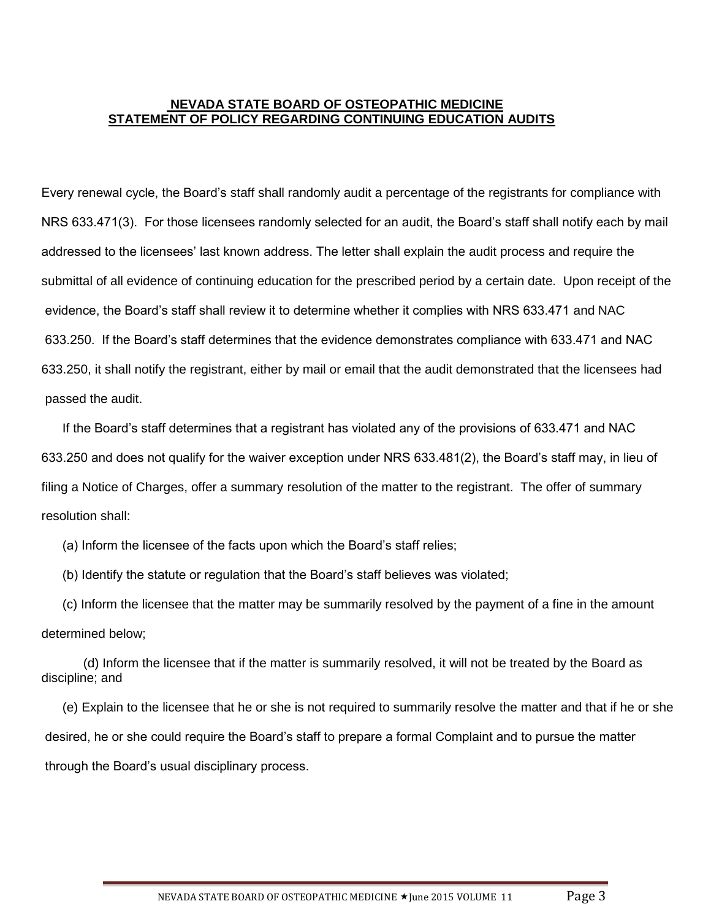## NEVADA STATE BOARD OF OSTEOPATHIC MEDICINE
## STATEMENT OF POLICY REGARDING CONTINUING EDUCATION AUDITS

Every renewal cycle, the Board's staff shall randomly audit a percentage of the registrants for compliance with NRS 633.471(3). For those licensees randomly selected for an audit, the Board's staff shall notify each by mail addressed to the licensees' last known address. The letter shall explain the audit process and require the submittal of all evidence of continuing education for the prescribed period by a certain date. Upon receipt of the evidence, the Board's staff shall review it to determine whether it complies with NRS 633.471 and NAC 633.250. If the Board's staff determines that the evidence demonstrates compliance with 633.471 and NAC 633.250, it shall notify the registrant, either by mail or email that the audit demonstrated that the licensees had passed the audit.

If the Board's staff determines that a registrant has violated any of the provisions of 633.471 and NAC 633.250 and does not qualify for the waiver exception under NRS 633.481(2), the Board's staff may, in lieu of filing a Notice of Charges, offer a summary resolution of the matter to the registrant. The offer of summary resolution shall:

(a) Inform the licensee of the facts upon which the Board's staff relies;

(b) Identify the statute or regulation that the Board's staff believes was violated;

(c) Inform the licensee that the matter may be summarily resolved by the payment of a fine in the amount determined below;

(d) Inform the licensee that if the matter is summarily resolved, it will not be treated by the Board as discipline; and

(e) Explain to the licensee that he or she is not required to summarily resolve the matter and that if he or she desired, he or she could require the Board's staff to prepare a formal Complaint and to pursue the matter through the Board's usual disciplinary process.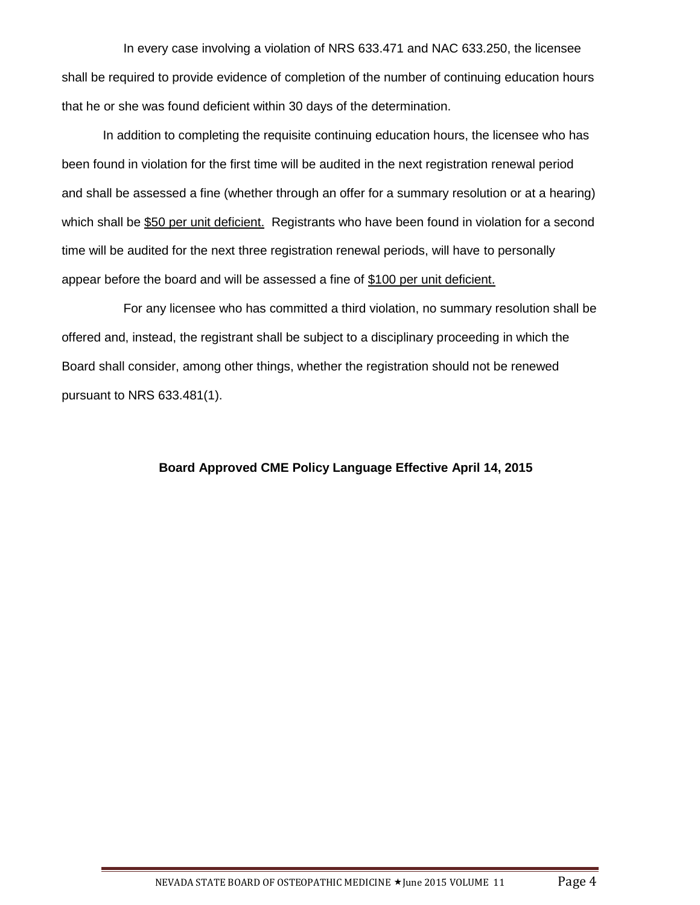In every case involving a violation of NRS 633.471 and NAC 633.250, the licensee shall be required to provide evidence of completion of the number of continuing education hours that he or she was found deficient within 30 days of the determination.

In addition to completing the requisite continuing education hours, the licensee who has been found in violation for the first time will be audited in the next registration renewal period and shall be assessed a fine (whether through an offer for a summary resolution or at a hearing) which shall be <u>$50 per unit deficient.</u> Registrants who have been found in violation for a second time will be audited for the next three registration renewal periods, will have to personally appear before the board and will be assessed a fine of <u>$100 per unit deficient.</u>

For any licensee who has committed a third violation, no summary resolution shall be offered and, instead, the registrant shall be subject to a disciplinary proceeding in which the Board shall consider, among other things, whether the registration should not be renewed pursuant to NRS 633.481(1).

**Board Approved CME Policy Language Effective April 14, 2015**